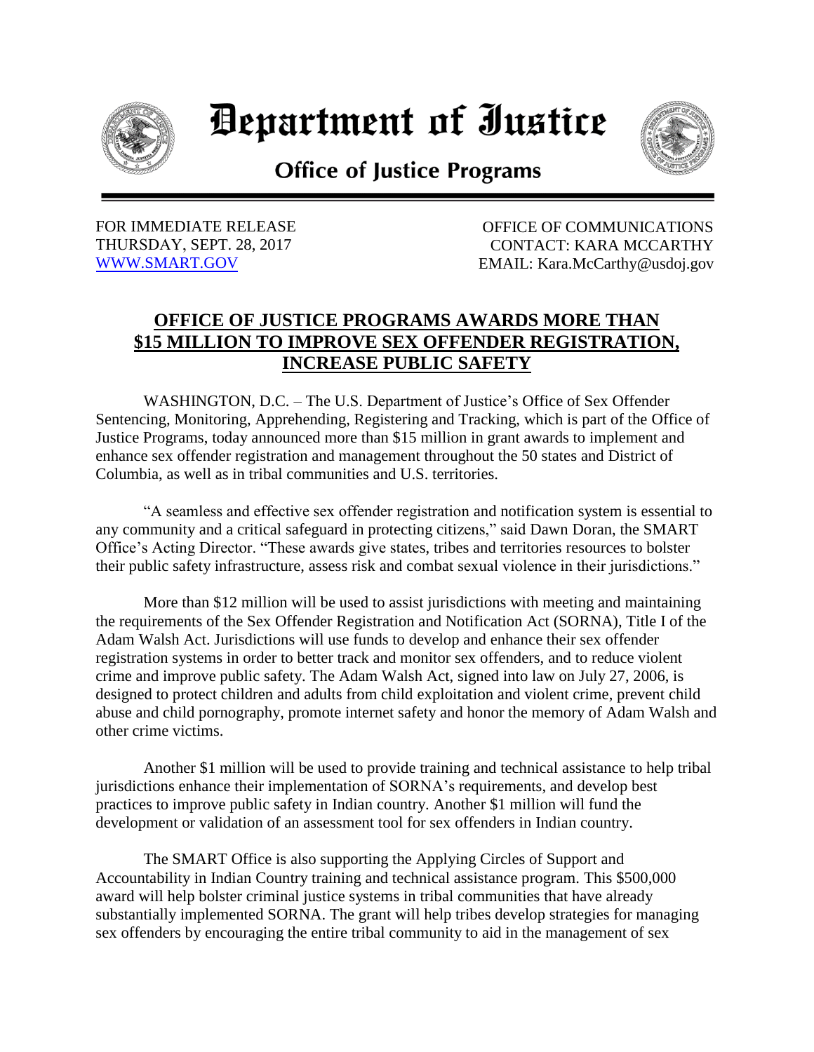# Department of Justice

## Office of Justice Programs

FOR IMMEDIATE RELEASE
THURSDAY, SEPT. 28, 2017
WWW.SMART.GOV

OFFICE OF COMMUNICATIONS
CONTACT: KARA MCCARTHY
EMAIL: Kara.McCarthy@usdoj.gov

## OFFICE OF JUSTICE PROGRAMS AWARDS MORE THAN $15 MILLION TO IMPROVE SEX OFFENDER REGISTRATION, INCREASE PUBLIC SAFETY

WASHINGTON, D.C. – The U.S. Department of Justice's Office of Sex Offender Sentencing, Monitoring, Apprehending, Registering and Tracking, which is part of the Office of Justice Programs, today announced more than $15 million in grant awards to implement and enhance sex offender registration and management throughout the 50 states and District of Columbia, as well as in tribal communities and U.S. territories.

"A seamless and effective sex offender registration and notification system is essential to any community and a critical safeguard in protecting citizens," said Dawn Doran, the SMART Office's Acting Director. "These awards give states, tribes and territories resources to bolster their public safety infrastructure, assess risk and combat sexual violence in their jurisdictions."

More than $12 million will be used to assist jurisdictions with meeting and maintaining the requirements of the Sex Offender Registration and Notification Act (SORNA), Title I of the Adam Walsh Act. Jurisdictions will use funds to develop and enhance their sex offender registration systems in order to better track and monitor sex offenders, and to reduce violent crime and improve public safety. The Adam Walsh Act, signed into law on July 27, 2006, is designed to protect children and adults from child exploitation and violent crime, prevent child abuse and child pornography, promote internet safety and honor the memory of Adam Walsh and other crime victims.

Another $1 million will be used to provide training and technical assistance to help tribal jurisdictions enhance their implementation of SORNA's requirements, and develop best practices to improve public safety in Indian country. Another $1 million will fund the development or validation of an assessment tool for sex offenders in Indian country.

The SMART Office is also supporting the Applying Circles of Support and Accountability in Indian Country training and technical assistance program. This $500,000 award will help bolster criminal justice systems in tribal communities that have already substantially implemented SORNA. The grant will help tribes develop strategies for managing sex offenders by encouraging the entire tribal community to aid in the management of sex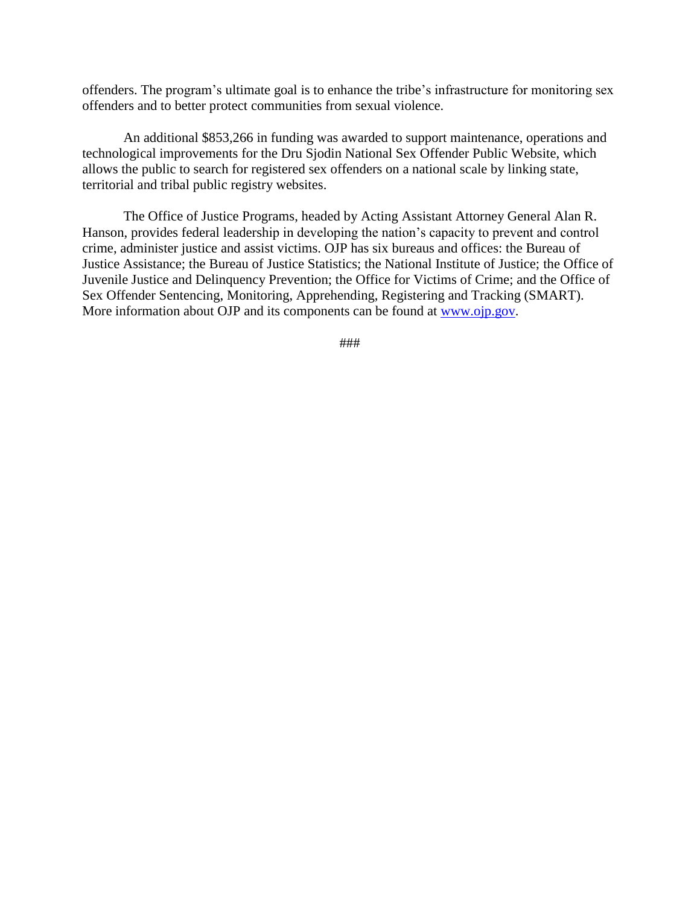offenders. The program's ultimate goal is to enhance the tribe's infrastructure for monitoring sex offenders and to better protect communities from sexual violence.

An additional $853,266 in funding was awarded to support maintenance, operations and technological improvements for the Dru Sjodin National Sex Offender Public Website, which allows the public to search for registered sex offenders on a national scale by linking state, territorial and tribal public registry websites.

The Office of Justice Programs, headed by Acting Assistant Attorney General Alan R. Hanson, provides federal leadership in developing the nation's capacity to prevent and control crime, administer justice and assist victims. OJP has six bureaus and offices: the Bureau of Justice Assistance; the Bureau of Justice Statistics; the National Institute of Justice; the Office of Juvenile Justice and Delinquency Prevention; the Office for Victims of Crime; and the Office of Sex Offender Sentencing, Monitoring, Apprehending, Registering and Tracking (SMART). More information about OJP and its components can be found at [www.ojp.gov](http://www.ojp.gov).

###